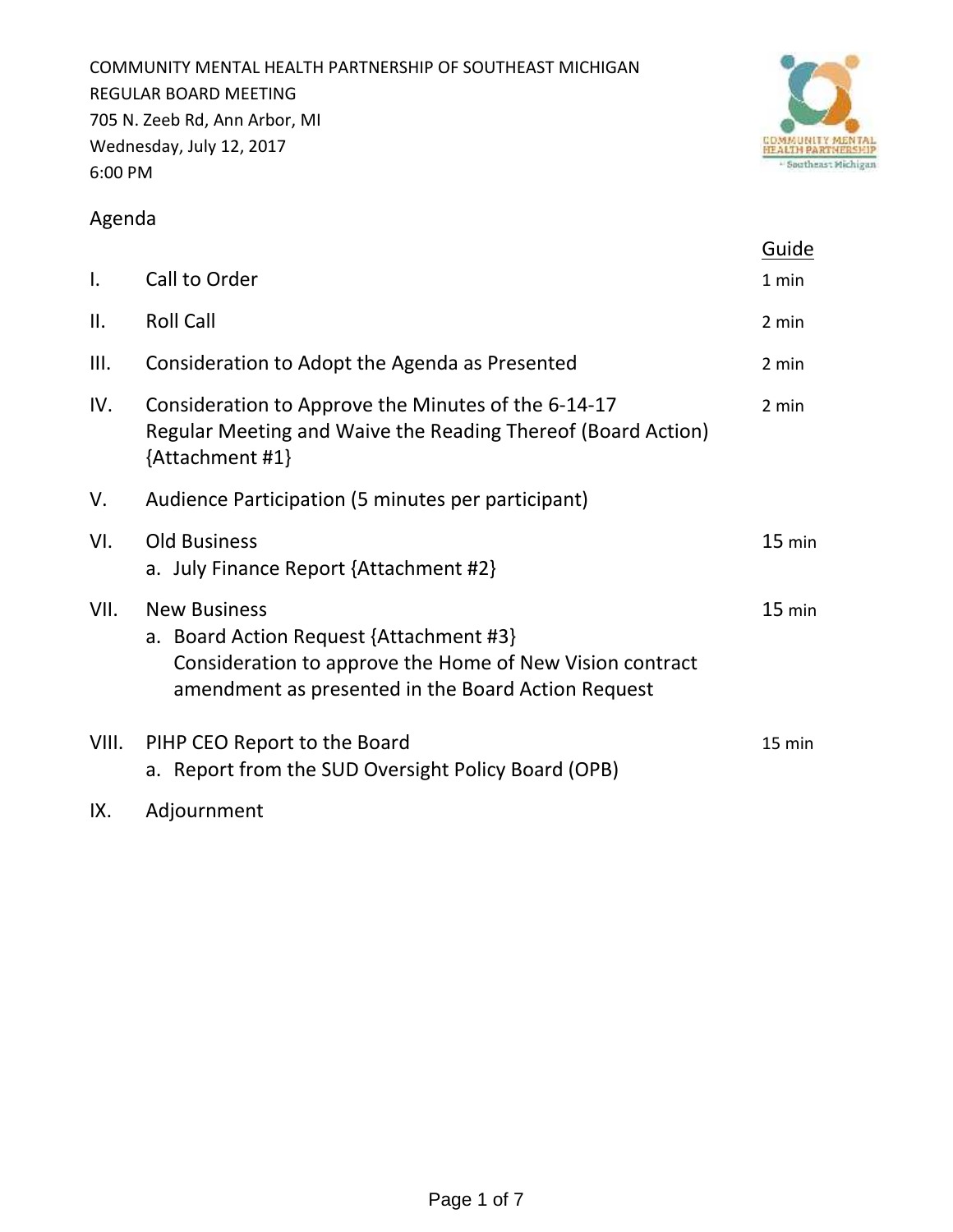COMMUNITY MENTAL HEALTH PARTNERSHIP OF SOUTHEAST MICHIGAN
REGULAR BOARD MEETING
705 N. Zeeb Rd, Ann Arbor, MI
Wednesday, July 12, 2017
6:00 PM

## Agenda

| | | Guide |
|---|---|---|
| I. | Call to Order | 1 min |
| II. | Roll Call | 2 min |
| III. | Consideration to Adopt the Agenda as Presented | 2 min |
| IV. | Consideration to Approve the Minutes of the 6-14-17 Regular Meeting and Waive the Reading Thereof (Board Action) {Attachment #1} | 2 min |
| V. | Audience Participation (5 minutes per participant) | |
| VI. | Old Business<br>a. July Finance Report {Attachment #2} | 15 min |
| VII. | New Business<br>a. Board Action Request {Attachment #3}<br>Consideration to approve the Home of New Vision contract amendment as presented in the Board Action Request | 15 min |
| VIII. | PIHP CEO Report to the Board<br>a. Report from the SUD Oversight Policy Board (OPB) | 15 min |
| IX. | Adjournment | |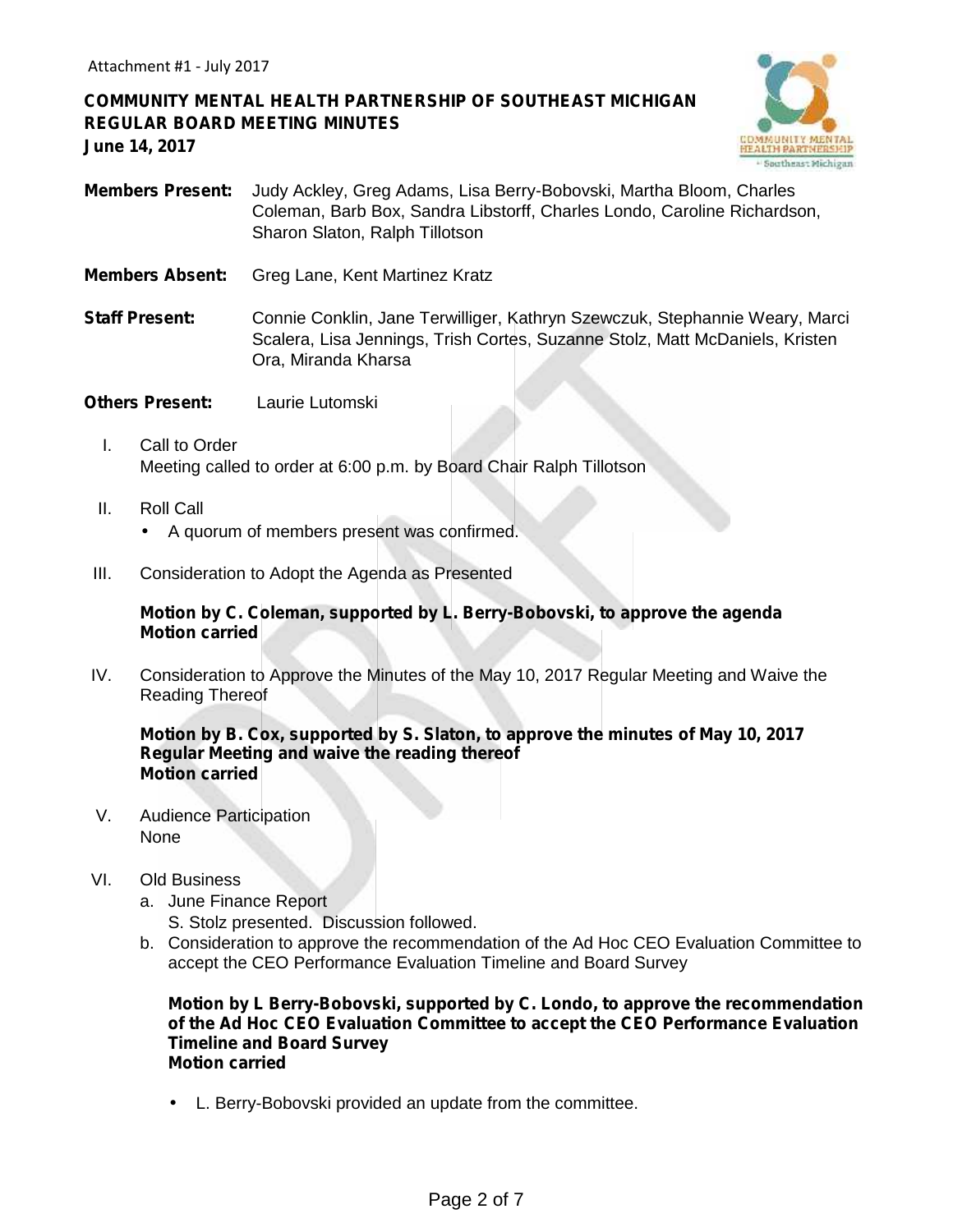Attachment #1 - July 2017

**COMMUNITY MENTAL HEALTH PARTNERSHIP OF SOUTHEAST MICHIGAN**
**REGULAR BOARD MEETING MINUTES**
**June 14, 2017**

**Members Present:** Judy Ackley, Greg Adams, Lisa Berry-Bobovski, Martha Bloom, Charles Coleman, Barb Box, Sandra Libstorff, Charles Londo, Caroline Richardson, Sharon Slaton, Ralph Tillotson

**Members Absent:** Greg Lane, Kent Martinez Kratz

**Staff Present:** Connie Conklin, Jane Terwilliger, Kathryn Szewczuk, Stephannie Weary, Marci Scalera, Lisa Jennings, Trish Cortes, Suzanne Stolz, Matt McDaniels, Kristen Ora, Miranda Kharsa

**Others Present:** Laurie Lutomski

I. Call to Order
Meeting called to order at 6:00 p.m. by Board Chair Ralph Tillotson

II. Roll Call
- A quorum of members present was confirmed.

III. Consideration to Adopt the Agenda as Presented

**Motion by C. Coleman, supported by L. Berry-Bobovski, to approve the agenda**
**Motion carried**

IV. Consideration to Approve the Minutes of the May 10, 2017 Regular Meeting and Waive the Reading Thereof

**Motion by B. Cox, supported by S. Slaton, to approve the minutes of May 10, 2017 Regular Meeting and waive the reading thereof**
**Motion carried**

V. Audience Participation
None

VI. Old Business
a. June Finance Report
S. Stolz presented. Discussion followed.
b. Consideration to approve the recommendation of the Ad Hoc CEO Evaluation Committee to accept the CEO Performance Evaluation Timeline and Board Survey

**Motion by L Berry-Bobovski, supported by C. Londo, to approve the recommendation of the Ad Hoc CEO Evaluation Committee to accept the CEO Performance Evaluation Timeline and Board Survey**
**Motion carried**

- L. Berry-Bobovski provided an update from the committee.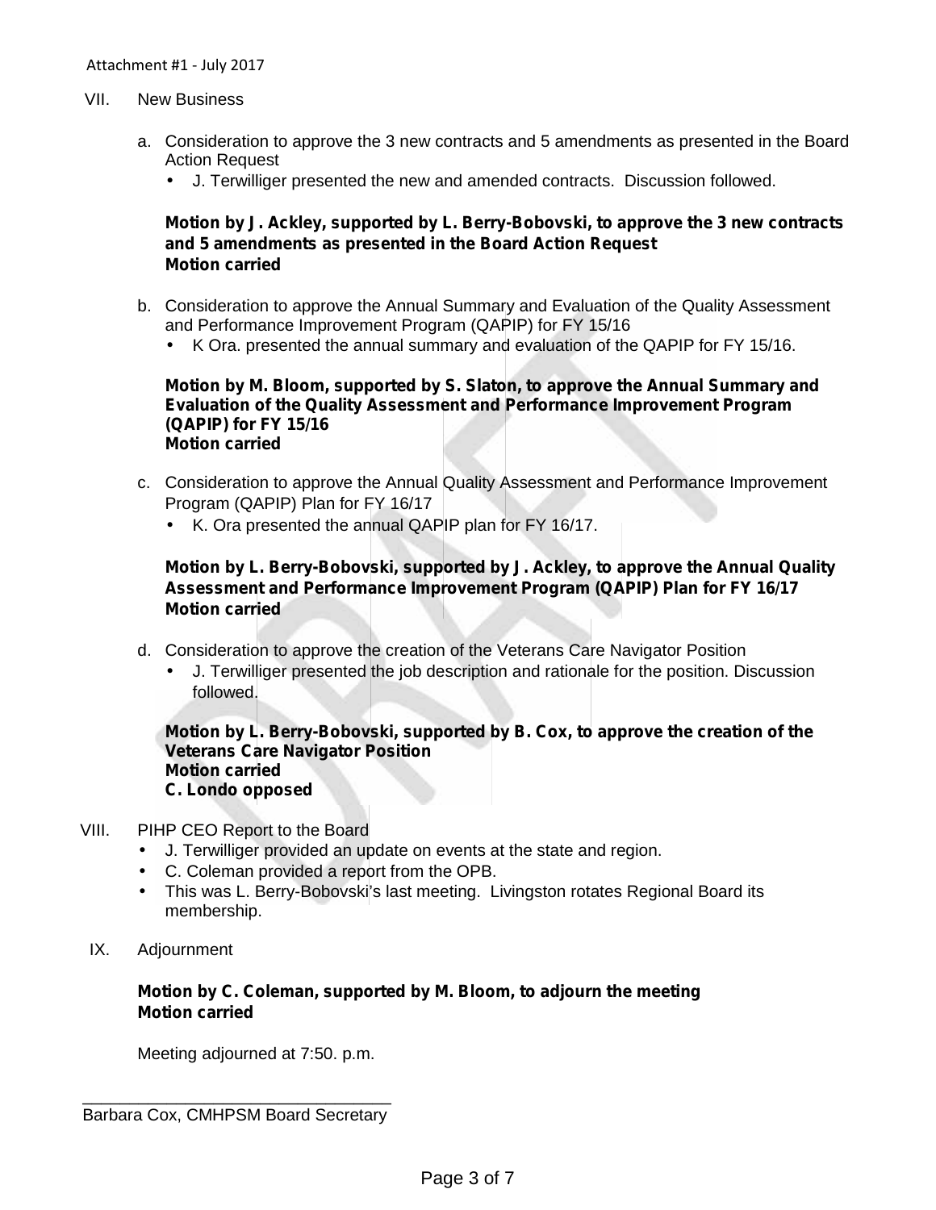Attachment #1 - July 2017

VII. New Business

a. Consideration to approve the 3 new contracts and 5 amendments as presented in the Board Action Request
   - J. Terwilliger presented the new and amended contracts. Discussion followed.

   **Motion by J. Ackley, supported by L. Berry-Bobovski, to approve the 3 new contracts and 5 amendments as presented in the Board Action Request**
   **Motion carried**

b. Consideration to approve the Annual Summary and Evaluation of the Quality Assessment and Performance Improvement Program (QAPIP) for FY 15/16
   - K Ora. presented the annual summary and evaluation of the QAPIP for FY 15/16.

   **Motion by M. Bloom, supported by S. Slaton, to approve the Annual Summary and Evaluation of the Quality Assessment and Performance Improvement Program (QAPIP) for FY 15/16**
   **Motion carried**

c. Consideration to approve the Annual Quality Assessment and Performance Improvement Program (QAPIP) Plan for FY 16/17
   - K. Ora presented the annual QAPIP plan for FY 16/17.

   **Motion by L. Berry-Bobovski, supported by J. Ackley, to approve the Annual Quality Assessment and Performance Improvement Program (QAPIP) Plan for FY 16/17**
   **Motion carried**

d. Consideration to approve the creation of the Veterans Care Navigator Position
   - J. Terwilliger presented the job description and rationale for the position. Discussion followed.

   **Motion by L. Berry-Bobovski, supported by B. Cox, to approve the creation of the Veterans Care Navigator Position**
   **Motion carried**
   **C. Londo opposed**

VIII. PIHP CEO Report to the Board

- J. Terwilliger provided an update on events at the state and region.
- C. Coleman provided a report from the OPB.
- This was L. Berry-Bobovski's last meeting. Livingston rotates Regional Board its membership.

IX. Adjournment

**Motion by C. Coleman, supported by M. Bloom, to adjourn the meeting**
**Motion carried**

Meeting adjourned at 7:50. p.m.

\_\_\_\_\_\_\_\_\_\_\_\_\_\_\_\_\_\_\_\_\_\_\_\_\_\_\_\_\_\_\_\_\_\_

Barbara Cox, CMHPSM Board Secretary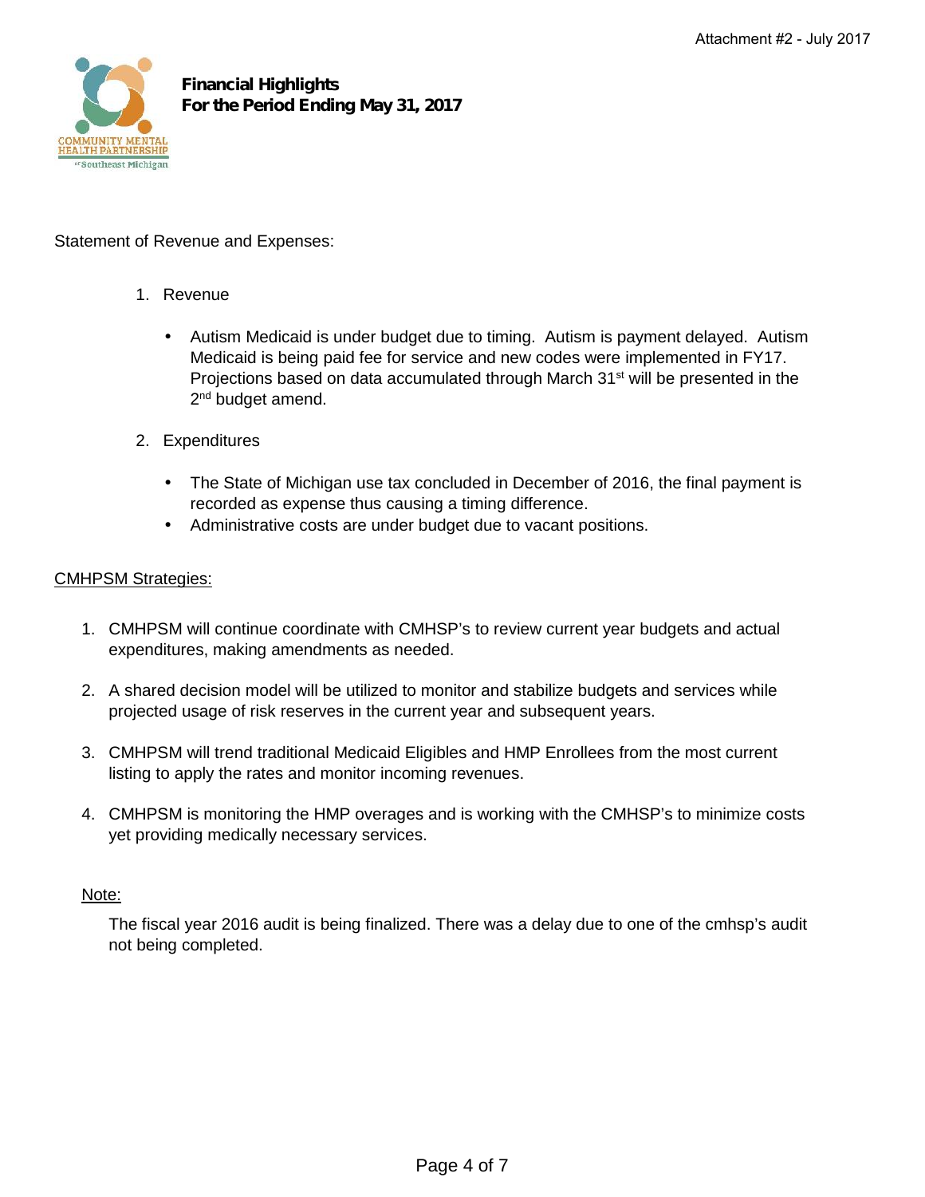Attachment #2 - July 2017

**Financial Highlights**
**For the Period Ending May 31, 2017**

Statement of Revenue and Expenses:

1. Revenue

   - Autism Medicaid is under budget due to timing. Autism is payment delayed. Autism Medicaid is being paid fee for service and new codes were implemented in FY17. Projections based on data accumulated through March 31st will be presented in the 2nd budget amend.

2. Expenditures

   - The State of Michigan use tax concluded in December of 2016, the final payment is recorded as expense thus causing a timing difference.
   - Administrative costs are under budget due to vacant positions.

CMHPSM Strategies:

1. CMHPSM will continue coordinate with CMHSP's to review current year budgets and actual expenditures, making amendments as needed.

2. A shared decision model will be utilized to monitor and stabilize budgets and services while projected usage of risk reserves in the current year and subsequent years.

3. CMHPSM will trend traditional Medicaid Eligibles and HMP Enrollees from the most current listing to apply the rates and monitor incoming revenues.

4. CMHPSM is monitoring the HMP overages and is working with the CMHSP's to minimize costs yet providing medically necessary services.

Note:

The fiscal year 2016 audit is being finalized. There was a delay due to one of the cmhsp's audit not being completed.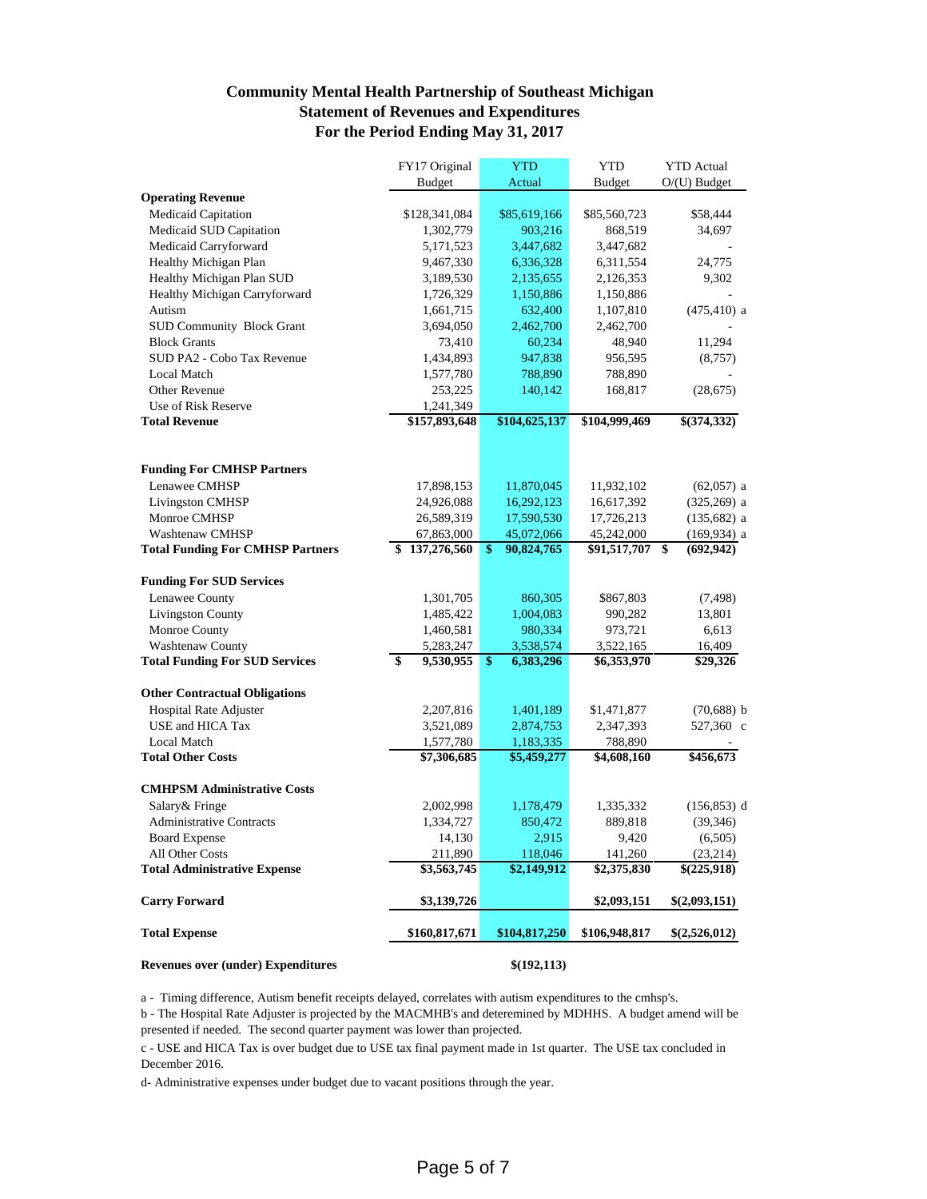# Community Mental Health Partnership of Southeast Michigan
## Statement of Revenues and Expenditures
## For the Period Ending May 31, 2017

| | FY17 Original Budget | YTD Actual | YTD Budget | YTD Actual O/(U) Budget |
|---|---|---|---|---|
| **Operating Revenue** | | | | |
| Medicaid Capitation | $128,341,084 | $85,619,166 | $85,560,723 | $58,444 |
| Medicaid SUD Capitation | 1,302,779 | 903,216 | 868,519 | 34,697 |
| Medicaid Carryforward | 5,171,523 | 3,447,682 | 3,447,682 | - |
| Healthy Michigan Plan | 9,467,330 | 6,336,328 | 6,311,554 | 24,775 |
| Healthy Michigan Plan SUD | 3,189,530 | 2,135,655 | 2,126,353 | 9,302 |
| Healthy Michigan Carryforward | 1,726,329 | 1,150,886 | 1,150,886 | - |
| Autism | 1,661,715 | 632,400 | 1,107,810 | (475,410) a |
| SUD Community Block Grant | 3,694,050 | 2,462,700 | 2,462,700 | - |
| Block Grants | 73,410 | 60,234 | 48,940 | 11,294 |
| SUD PA2 - Cobo Tax Revenue | 1,434,893 | 947,838 | 956,595 | (8,757) |
| Local Match | 1,577,780 | 788,890 | 788,890 | - |
| Other Revenue | 253,225 | 140,142 | 168,817 | (28,675) |
| Use of Risk Reserve | 1,241,349 | | | |
| **Total Revenue** | **$157,893,648** | **$104,625,137** | **$104,999,469** | **$(374,332)** |
| | | | | |
| **Funding For CMHSP Partners** | | | | |
| Lenawee CMHSP | 17,898,153 | 11,870,045 | 11,932,102 | (62,057) a |
| Livingston CMHSP | 24,926,088 | 16,292,123 | 16,617,392 | (325,269) a |
| Monroe CMHSP | 26,589,319 | 17,590,530 | 17,726,213 | (135,682) a |
| Washtenaw CMHSP | 67,863,000 | 45,072,066 | 45,242,000 | (169,934) a |
| **Total Funding For CMHSP Partners** | **$ 137,276,560** | **$ 90,824,765** | **$91,517,707** | **$ (692,942)** |
| | | | | |
| **Funding For SUD Services** | | | | |
| Lenawee County | 1,301,705 | 860,305 | $867,803 | (7,498) |
| Livingston County | 1,485,422 | 1,004,083 | 990,282 | 13,801 |
| Monroe County | 1,460,581 | 980,334 | 973,721 | 6,613 |
| Washtenaw County | 5,283,247 | 3,538,574 | 3,522,165 | 16,409 |
| **Total Funding For SUD Services** | **$ 9,530,955** | **$ 6,383,296** | **$6,353,970** | **$29,326** |
| | | | | |
| **Other Contractual Obligations** | | | | |
| Hospital Rate Adjuster | 2,207,816 | 1,401,189 | $1,471,877 | (70,688) b |
| USE and HICA Tax | 3,521,089 | 2,874,753 | 2,347,393 | 527,360 c |
| Local Match | 1,577,780 | 1,183,335 | 788,890 | - |
| **Total Other Costs** | **$7,306,685** | **$5,459,277** | **$4,608,160** | **$456,673** |
| | | | | |
| **CMHPSM Administrative Costs** | | | | |
| Salary& Fringe | 2,002,998 | 1,178,479 | 1,335,332 | (156,853) d |
| Administrative Contracts | 1,334,727 | 850,472 | 889,818 | (39,346) |
| Board Expense | 14,130 | 2,915 | 9,420 | (6,505) |
| All Other Costs | 211,890 | 118,046 | 141,260 | (23,214) |
| **Total Administrative Expense** | **$3,563,745** | **$2,149,912** | **$2,375,830** | **$(225,918)** |
| | | | | |
| **Carry Forward** | **$3,139,726** | | **$2,093,151** | **$(2,093,151)** |
| | | | | |
| **Total Expense** | **$160,817,671** | **$104,817,250** | **$106,948,817** | **$(2,526,012)** |
| | | | | |
| **Revenues over (under) Expenditures** | | **$(192,113)** | | |

a - Timing difference, Autism benefit receipts delayed, correlates with autism expenditures to the cmhsp's.

b - The Hospital Rate Adjuster is projected by the MACMHB's and deteremined by MDHHS. A budget amend will be presented if needed. The second quarter payment was lower than projected.

c - USE and HICA Tax is over budget due to USE tax final payment made in 1st quarter. The USE tax concluded in December 2016.

d- Administrative expenses under budget due to vacant positions through the year.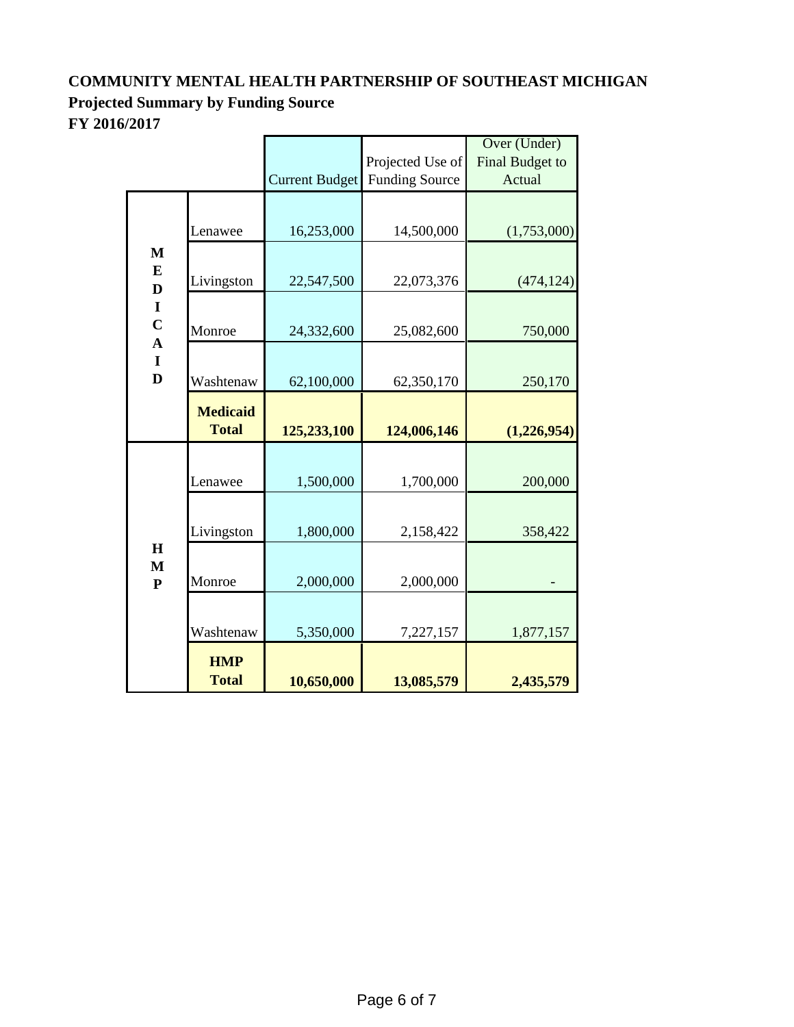**COMMUNITY MENTAL HEALTH PARTNERSHIP OF SOUTHEAST MICHIGAN**
**Projected Summary by Funding Source**
**FY 2016/2017**

| | | Current Budget | Projected Use of Funding Source | Over (Under) Final Budget to Actual |
|---|---|---|---|---|
| **MEDICAID** | Lenawee | 16,253,000 | 14,500,000 | (1,753,000) |
| | Livingston | 22,547,500 | 22,073,376 | (474,124) |
| | Monroe | 24,332,600 | 25,082,600 | 750,000 |
| | Washtenaw | 62,100,000 | 62,350,170 | 250,170 |
| | **Medicaid Total** | **125,233,100** | **124,006,146** | **(1,226,954)** |
| **HMP** | Lenawee | 1,500,000 | 1,700,000 | 200,000 |
| | Livingston | 1,800,000 | 2,158,422 | 358,422 |
| | Monroe | 2,000,000 | 2,000,000 | - |
| | Washtenaw | 5,350,000 | 7,227,157 | 1,877,157 |
| | **HMP Total** | **10,650,000** | **13,085,579** | **2,435,579** |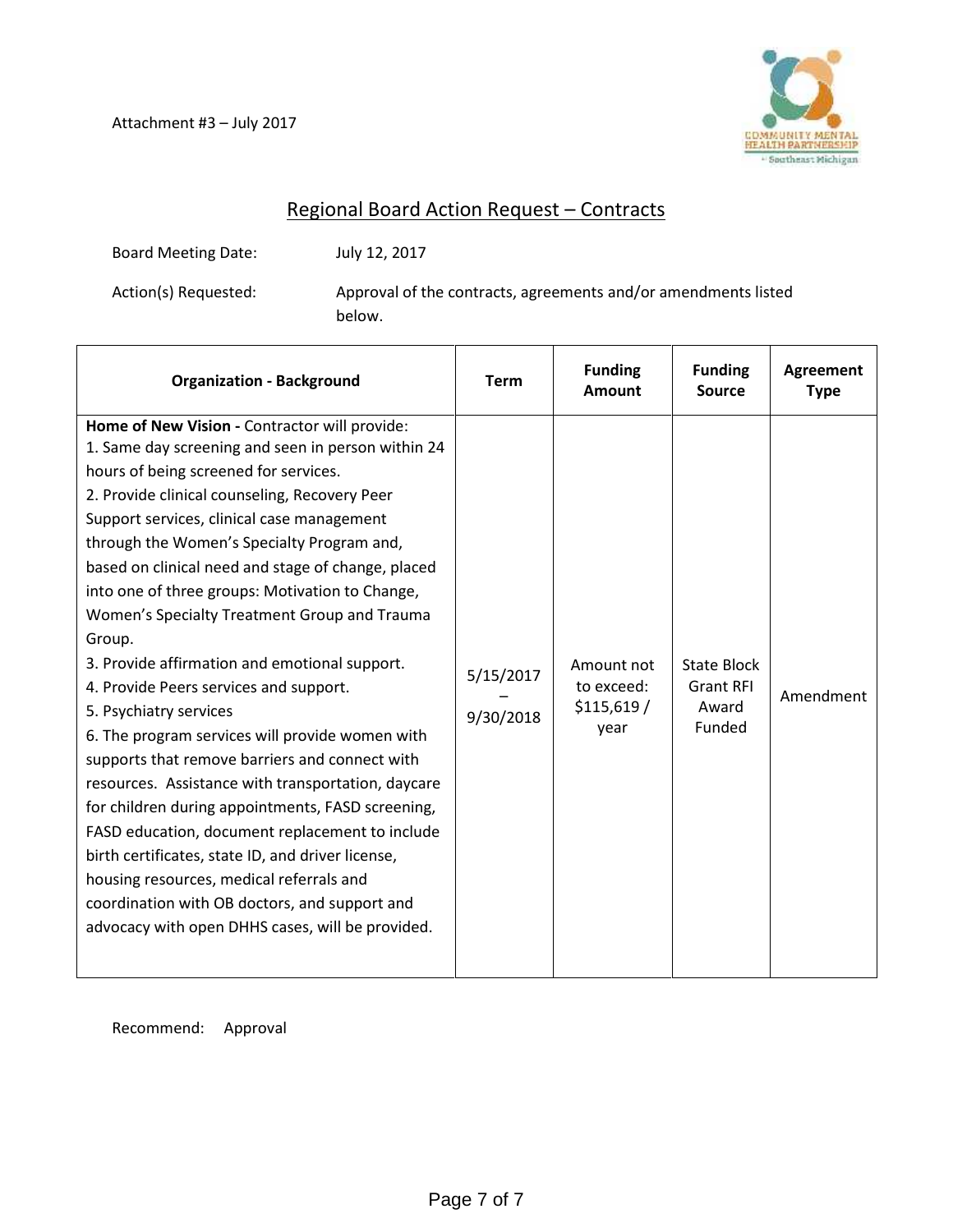Attachment #3 – July 2017

## Regional Board Action Request – Contracts

Board Meeting Date: July 12, 2017

Action(s) Requested: Approval of the contracts, agreements and/or amendments listed below.

| Organization - Background | Term | Funding Amount | Funding Source | Agreement Type |
|---|---|---|---|---|
| **Home of New Vision -** Contractor will provide:<br>1. Same day screening and seen in person within 24 hours of being screened for services.<br>2. Provide clinical counseling, Recovery Peer Support services, clinical case management through the Women's Specialty Program and, based on clinical need and stage of change, placed into one of three groups: Motivation to Change, Women's Specialty Treatment Group and Trauma Group.<br>3. Provide affirmation and emotional support.<br>4. Provide Peers services and support.<br>5. Psychiatry services<br>6. The program services will provide women with supports that remove barriers and connect with resources. Assistance with transportation, daycare for children during appointments, FASD screening, FASD education, document replacement to include birth certificates, state ID, and driver license, housing resources, medical referrals and coordination with OB doctors, and support and advocacy with open DHHS cases, will be provided. | 5/15/2017 – 9/30/2018 | Amount not to exceed: $115,619 / year | State Block Grant RFI Award Funded | Amendment |

Recommend: Approval